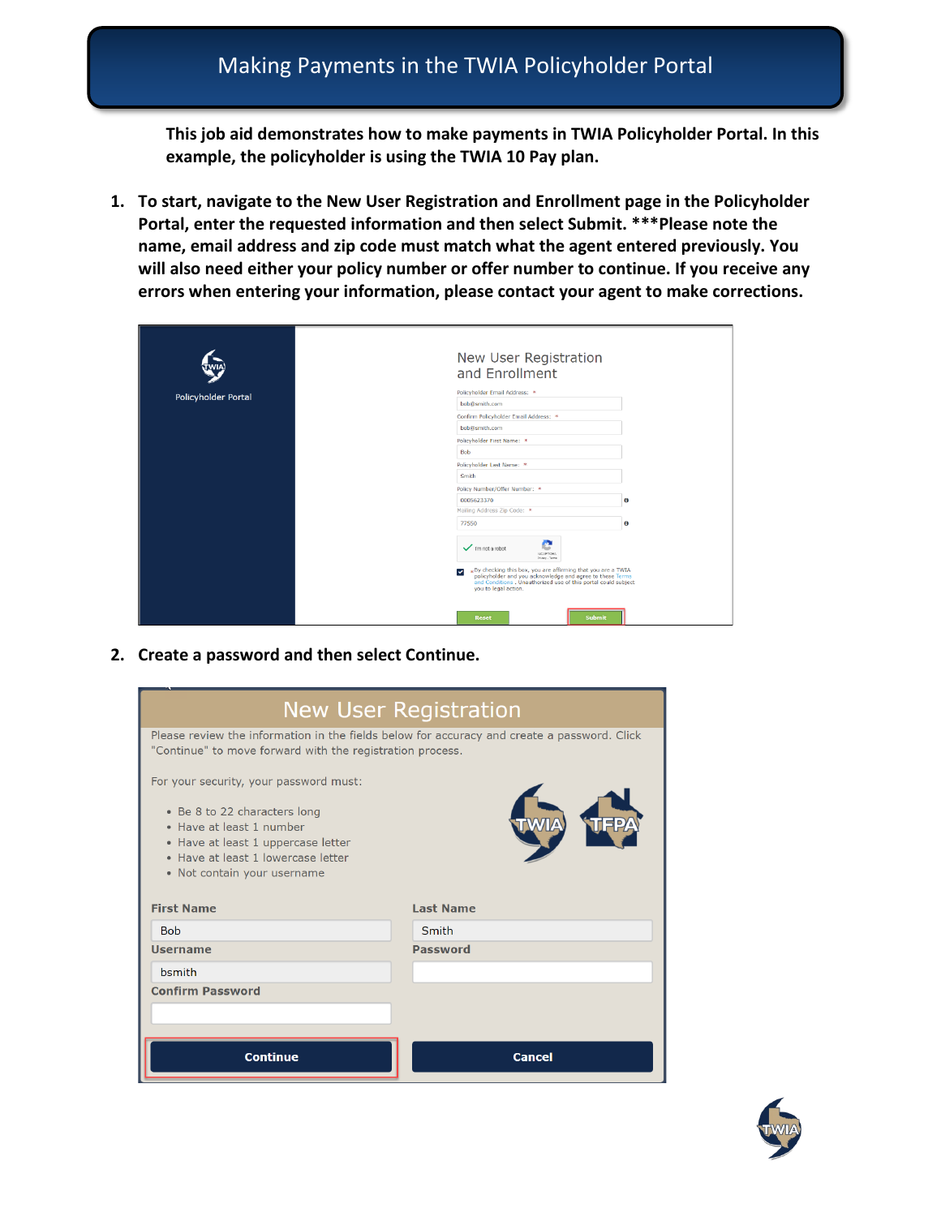# Making Payments in the TWIA Policyholder Portal

**This job aid demonstrates how to make payments in TWIA Policyholder Portal. In this example, the policyholder is using the TWIA 10 Pay plan.**

1. **To start, navigate to the New User Registration and Enrollment page in the Policyholder Portal, enter the requested information and then select Submit. ***Please note the name, email address and zip code must match what the agent entered previously. You will also need either your policy number or offer number to continue. If you receive any errors when entering your information, please contact your agent to make corrections.**

2. **Create a password and then select Continue.**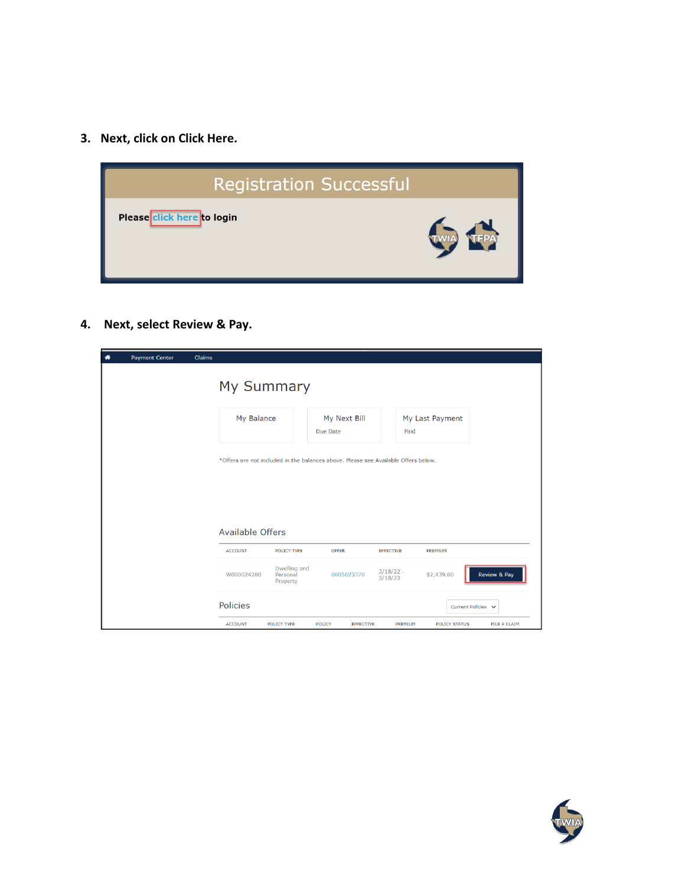3. **Next, click on Click Here.**

Registration Successful

Please click here to login

4. **Next, select Review & Pay.**

Payment Center    Claims

My Summary

My Balance

My Next Bill
Due Date

My Last Payment
Paid

*Offers are not included in the balances above. Please see Available Offers below.

Available Offers

| ACCOUNT | POLICY TYPE | OFFER | EFFECTIVE | PREMIUM | |
|---|---|---|---|---|---|
| W000024280 | Dwelling and Personal Property | 0005623370 | 3/18/22 - 3/18/23 | $2,439.00 | Review & Pay |

Policies

Current Policies

| ACCOUNT | POLICY TYPE | POLICY | EFFECTIVE | PREMIUM | POLICY STATUS | FILE A CLAIM |
|---|---|---|---|---|---|---|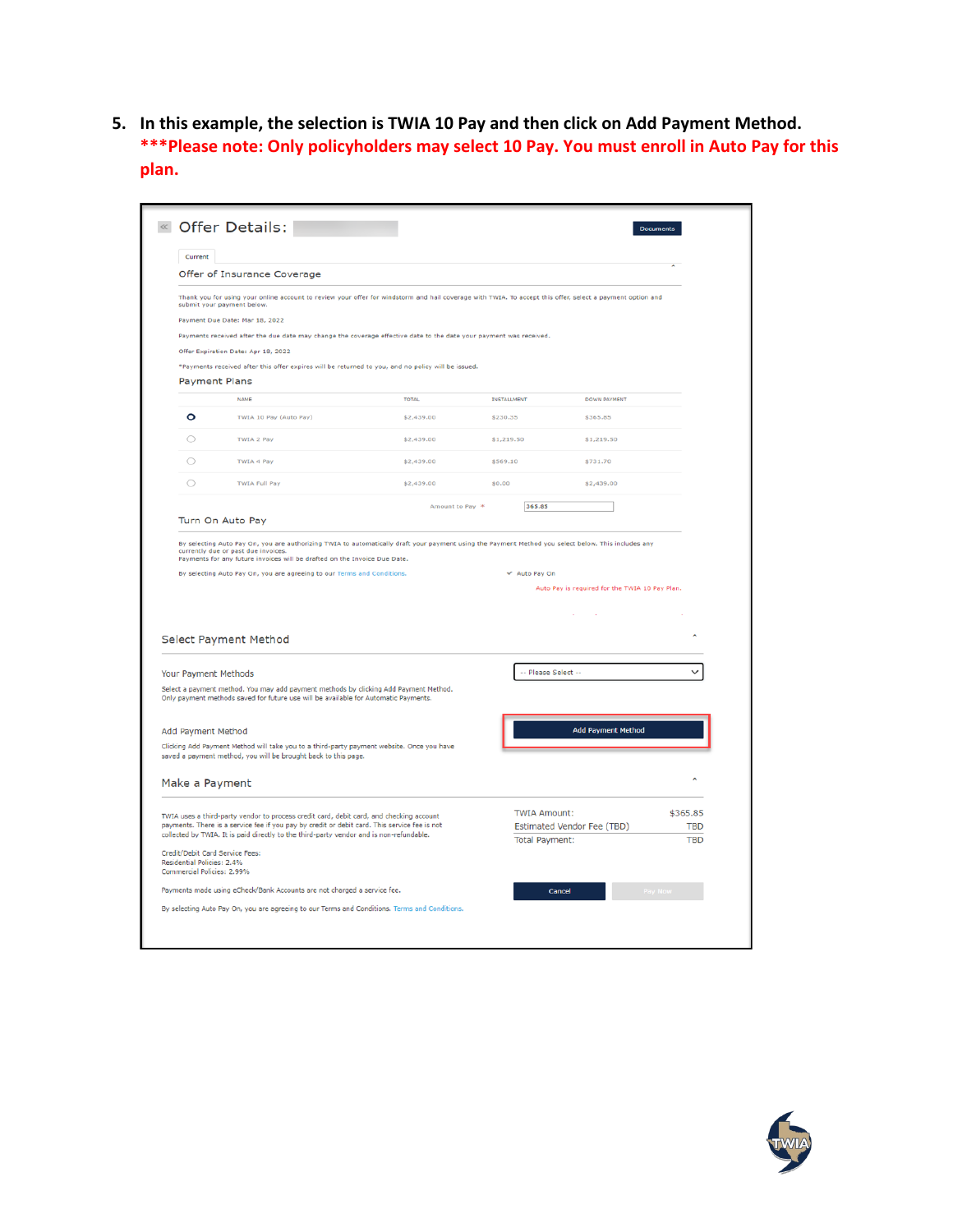5. **In this example, the selection is TWIA 10 Pay and then click on Add Payment Method.**
   **\*\*\*Please note: Only policyholders may select 10 Pay. You must enroll in Auto Pay for this plan.**

Offer Details:

Documents

Current

Offer of Insurance Coverage

Thank you for using your online account to review your offer for windstorm and hail coverage with TWIA. To accept this offer, select a payment option and submit your payment below.

Payment Due Date: Mar 18, 2022

Payments received after the due date may change the coverage effective date to the date your payment was received.

Offer Expiration Date: Apr 18, 2022

*Payments received after this offer expires will be returned to you, and no policy will be issued.

Payment Plans

| | NAME | TOTAL | INSTALLMENT | DOWN PAYMENT |
|---|---|---|---|---|
| ● | TWIA 10 Pay (Auto Pay) | $2,439.00 | $230.35 | $365.85 |
| ○ | TWIA 2 Pay | $2,439.00 | $1,219.50 | $1,219.50 |
| ○ | TWIA 4 Pay | $2,439.00 | $569.10 | $731.70 |
| ○ | TWIA Full Pay | $2,439.00 | $0.00 | $2,439.00 |

Amount to Pay * 365.85

Turn On Auto Pay

By selecting Auto Pay On, you are authorizing TWIA to automatically draft your payment using the Payment Method you select below. This includes any currently due or past due invoices.
Payments for any future invoices will be drafted on the Invoice Due Date.

By selecting Auto Pay On, you are agreeing to our Terms and Conditions.

✓ Auto Pay On

Auto Pay is required for the TWIA 10 Pay Plan.

Select Payment Method

Your Payment Methods

Select a payment method. You may add payment methods by clicking Add Payment Method.
Only payment methods saved for future use will be available for Automatic Payments.

-- Please Select --

Add Payment Method

Clicking Add Payment Method will take you to a third-party payment website. Once you have saved a payment method, you will be brought back to this page.

Add Payment Method

Make a Payment

TWIA uses a third-party vendor to process credit card, debit card, and checking account payments. There is a service fee if you pay by credit or debit card. This service fee is not collected by TWIA. It is paid directly to the third-party vendor and is non-refundable.

Credit/Debit Card Service Fees:
Residential Policies: 2.4%
Commercial Policies: 2.99%

Payments made using eCheck/Bank Accounts are not charged a service fee.

By selecting Auto Pay On, you are agreeing to our Terms and Conditions. Terms and Conditions.

| | |
|---|---|
| TWIA Amount: | $365.85 |
| Estimated Vendor Fee (TBD) | TBD |
| Total Payment: | TBD |

Cancel | Pay Now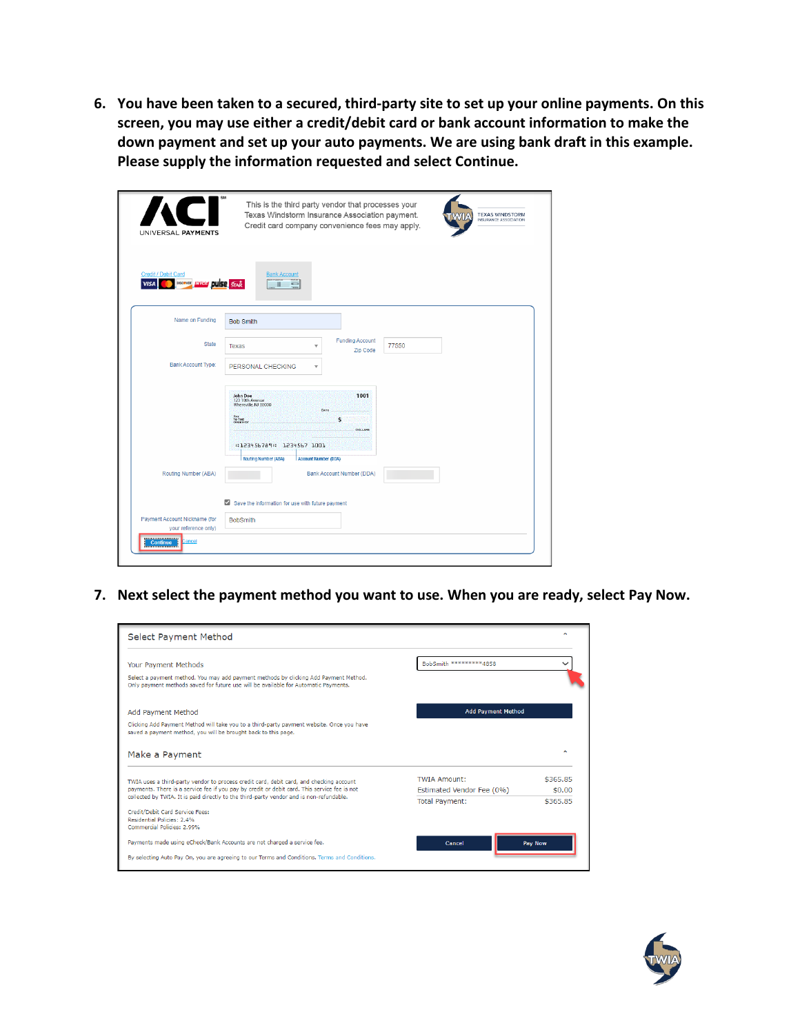6. **You have been taken to a secured, third-party site to set up your online payments. On this screen, you may use either a credit/debit card or bank account information to make the down payment and set up your auto payments. We are using bank draft in this example. Please supply the information requested and select Continue.**

7. **Next select the payment method you want to use. When you are ready, select Pay Now.**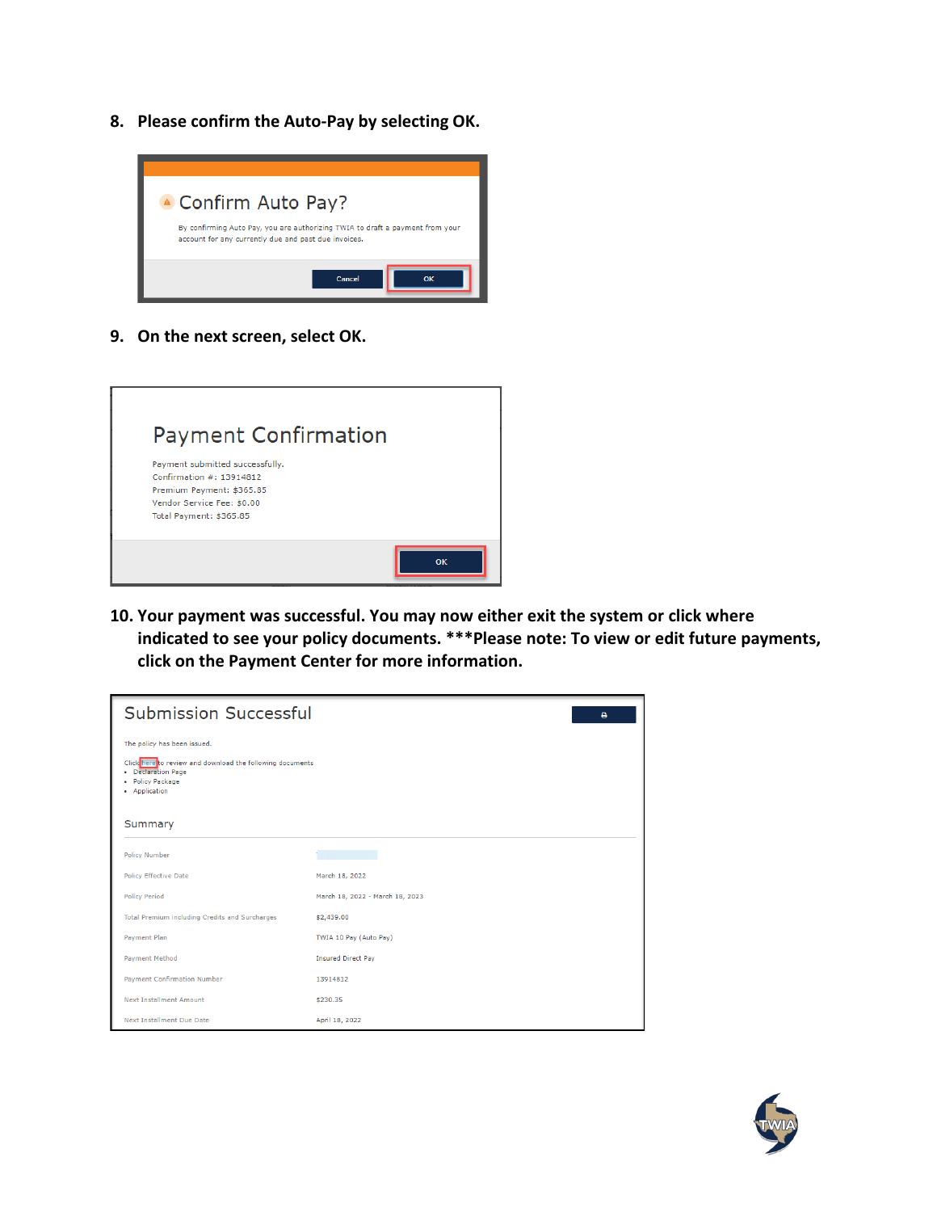8. **Please confirm the Auto-Pay by selecting OK.**

Confirm Auto Pay?

By confirming Auto Pay, you are authorizing TWIA to draft a payment from your account for any currently due and past due invoices.

Cancel | OK

9. **On the next screen, select OK.**

Payment Confirmation

Payment submitted successfully.
Confirmation #: 13914812
Premium Payment: $365.85
Vendor Service Fee: $0.00
Total Payment: $365.85

OK

10. **Your payment was successful. You may now either exit the system or click where indicated to see your policy documents. ***Please note: To view or edit future payments, click on the Payment Center for more information.**

Submission Successful

The policy has been issued.

Click here to review and download the following documents

- Declaration Page
- Policy Package
- Application

Summary

| | |
|---|---|
| Policy Number | |
| Policy Effective Date | March 18, 2022 |
| Policy Period | March 18, 2022 - March 18, 2023 |
| Total Premium including Credits and Surcharges | $2,439.00 |
| Payment Plan | TWIA 10 Pay (Auto Pay) |
| Payment Method | Insured Direct Pay |
| Payment Confirmation Number | 13914812 |
| Next Installment Amount | $230.35 |
| Next Installment Due Date | April 18, 2022 |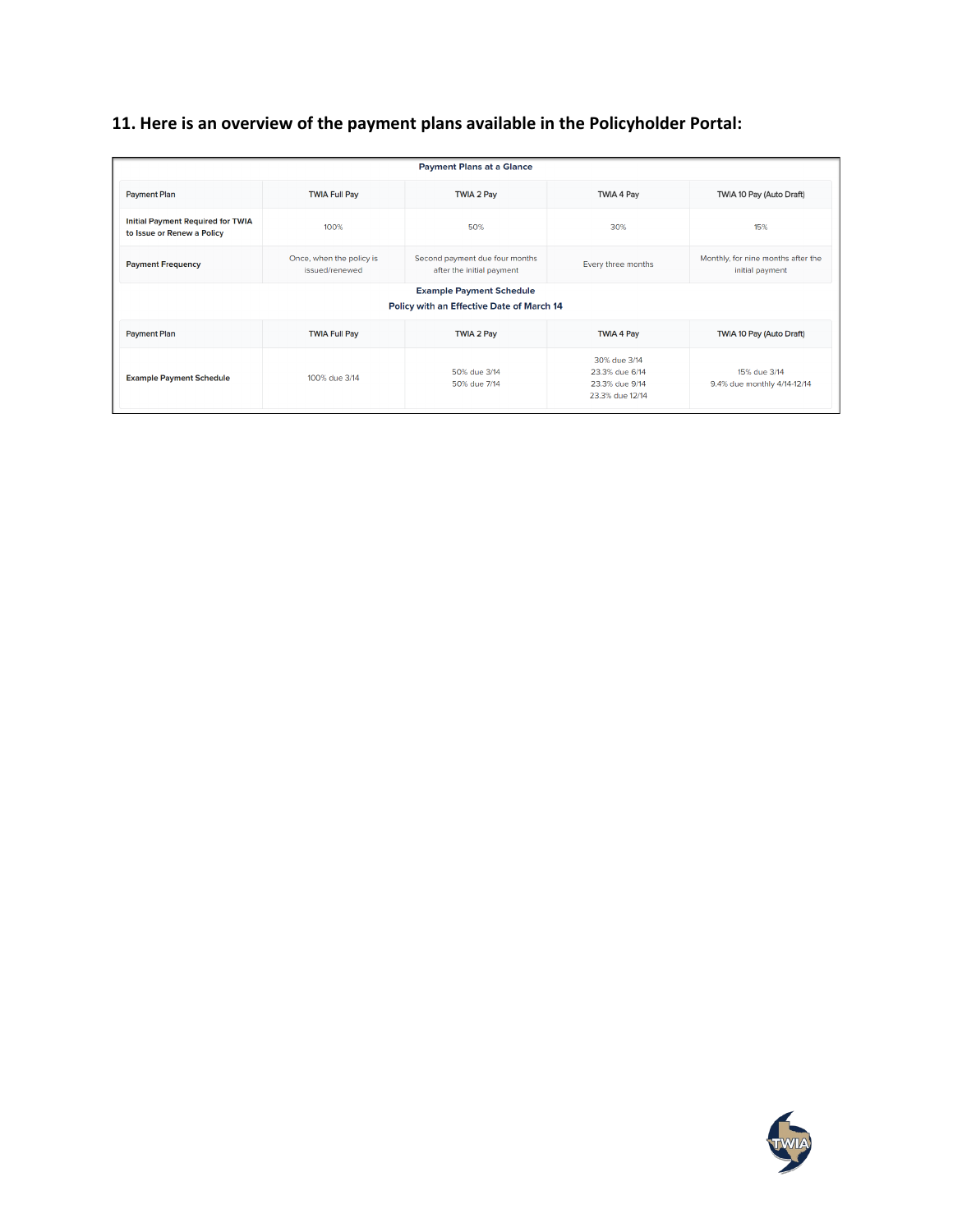**11. Here is an overview of the payment plans available in the Policyholder Portal:**

**Payment Plans at a Glance**

| Payment Plan | TWIA Full Pay | TWIA 2 Pay | TWIA 4 Pay | TWIA 10 Pay (Auto Draft) |
|---|---|---|---|---|
| **Initial Payment Required for TWIA to Issue or Renew a Policy** | 100% | 50% | 30% | 15% |
| **Payment Frequency** | Once, when the policy is issued/renewed | Second payment due four months after the initial payment | Every three months | Monthly, for nine months after the initial payment |

**Example Payment Schedule**
**Policy with an Effective Date of March 14**

| Payment Plan | TWIA Full Pay | TWIA 2 Pay | TWIA 4 Pay | TWIA 10 Pay (Auto Draft) |
|---|---|---|---|---|
| **Example Payment Schedule** | 100% due 3/14 | 50% due 3/14<br>50% due 7/14 | 30% due 3/14<br>23.3% due 6/14<br>23.3% due 9/14<br>23.3% due 12/14 | 15% due 3/14<br>9.4% due monthly 4/14-12/14 |